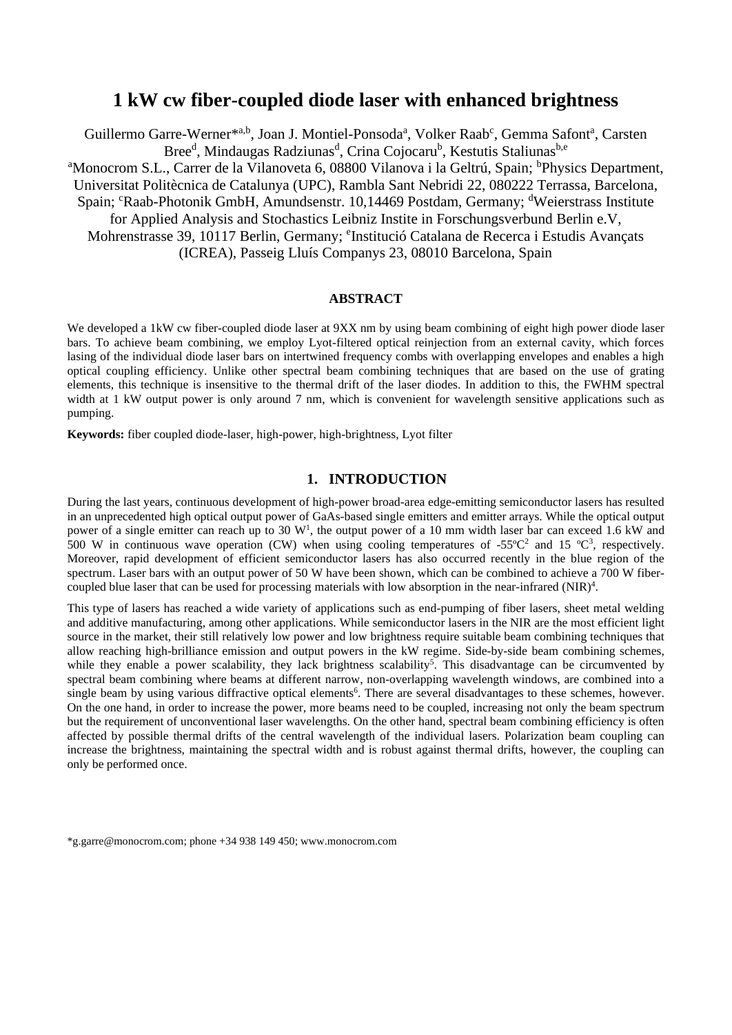# 1 kW cw fiber-coupled diode laser with enhanced brightness

Guillermo Garre-Werner*[a,b], Joan J. Montiel-Ponsoda[a], Volker Raab[c], Gemma Safont[a], Carsten Bree[d], Mindaugas Radziunas[d], Crina Cojocaru[b], Kestutis Staliunas[b,e]

[a]Monocrom S.L., Carrer de la Vilanoveta 6, 08800 Vilanova i la Geltrú, Spain; [b]Physics Department, Universitat Politècnica de Catalunya (UPC), Rambla Sant Nebridi 22, 080222 Terrassa, Barcelona, Spain; [c]Raab-Photonik GmbH, Amundsenstr. 10,14469 Postdam, Germany; [d]Weierstrass Institute for Applied Analysis and Stochastics Leibniz Institе in Forschungsverbund Berlin e.V, Mohrenstrasse 39, 10117 Berlin, Germany; [e]Institució Catalana de Recerca i Estudis Avançats (ICREA), Passeig Lluís Companys 23, 08010 Barcelona, Spain

## ABSTRACT

We developed a 1kW cw fiber-coupled diode laser at 9XX nm by using beam combining of eight high power diode laser bars. To achieve beam combining, we employ Lyot-filtered optical reinjection from an external cavity, which forces lasing of the individual diode laser bars on intertwined frequency combs with overlapping envelopes and enables a high optical coupling efficiency. Unlike other spectral beam combining techniques that are based on the use of grating elements, this technique is insensitive to the thermal drift of the laser diodes. In addition to this, the FWHM spectral width at 1 kW output power is only around 7 nm, which is convenient for wavelength sensitive applications such as pumping.

**Keywords:** fiber coupled diode-laser, high-power, high-brightness, Lyot filter

## 1. INTRODUCTION

During the last years, continuous development of high-power broad-area edge-emitting semiconductor lasers has resulted in an unprecedented high optical output power of GaAs-based single emitters and emitter arrays. While the optical output power of a single emitter can reach up to 30 W[1], the output power of a 10 mm width laser bar can exceed 1.6 kW and 500 W in continuous wave operation (CW) when using cooling temperatures of -55ºC[2] and 15 ºC[3], respectively. Moreover, rapid development of efficient semiconductor lasers has also occurred recently in the blue region of the spectrum. Laser bars with an output power of 50 W have been shown, which can be combined to achieve a 700 W fiber-coupled blue laser that can be used for processing materials with low absorption in the near-infrared (NIR)[4].

This type of lasers has reached a wide variety of applications such as end-pumping of fiber lasers, sheet metal welding and additive manufacturing, among other applications. While semiconductor lasers in the NIR are the most efficient light source in the market, their still relatively low power and low brightness require suitable beam combining techniques that allow reaching high-brilliance emission and output powers in the kW regime. Side-by-side beam combining schemes, while they enable a power scalability, they lack brightness scalability[5]. This disadvantage can be circumvented by spectral beam combining where beams at different narrow, non-overlapping wavelength windows, are combined into a single beam by using various diffractive optical elements[6]. There are several disadvantages to these schemes, however. On the one hand, in order to increase the power, more beams need to be coupled, increasing not only the beam spectrum but the requirement of unconventional laser wavelengths. On the other hand, spectral beam combining efficiency is often affected by possible thermal drifts of the central wavelength of the individual lasers. Polarization beam coupling can increase the brightness, maintaining the spectral width and is robust against thermal drifts, however, the coupling can only be performed once.

*g.garre@monocrom.com; phone +34 938 149 450; www.monocrom.com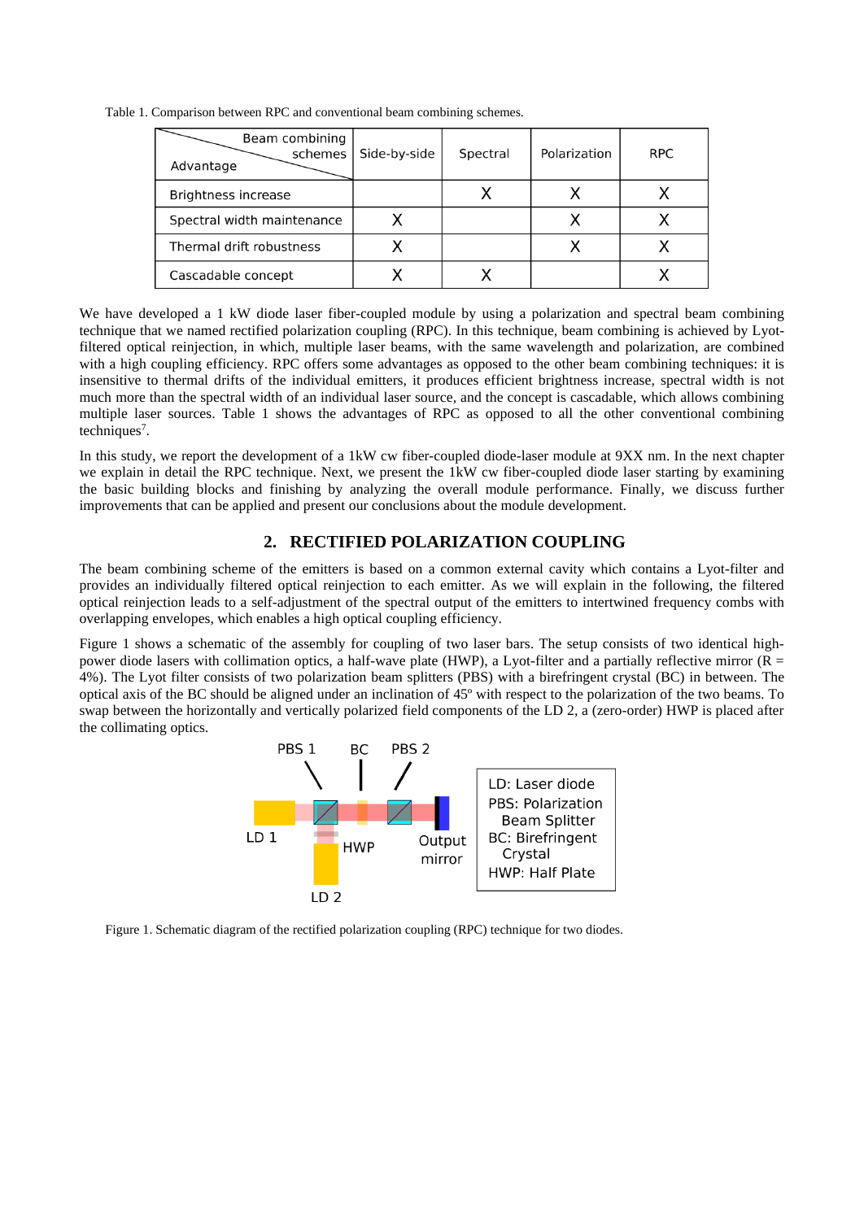Table 1. Comparison between RPC and conventional beam combining schemes.

| Advantage \ Beam combining schemes | Side-by-side | Spectral | Polarization | RPC |
|---|---|---|---|---|
| Brightness increase | | X | X | X |
| Spectral width maintenance | X | | X | X |
| Thermal drift robustness | X | | X | X |
| Cascadable concept | X | X | | X |

We have developed a 1 kW diode laser fiber-coupled module by using a polarization and spectral beam combining technique that we named rectified polarization coupling (RPC). In this technique, beam combining is achieved by Lyot-filtered optical reinjection, in which, multiple laser beams, with the same wavelength and polarization, are combined with a high coupling efficiency. RPC offers some advantages as opposed to the other beam combining techniques: it is insensitive to thermal drifts of the individual emitters, it produces efficient brightness increase, spectral width is not much more than the spectral width of an individual laser source, and the concept is cascadable, which allows combining multiple laser sources. Table 1 shows the advantages of RPC as opposed to all the other conventional combining techniques[7].

In this study, we report the development of a 1kW cw fiber-coupled diode-laser module at 9XX nm. In the next chapter we explain in detail the RPC technique. Next, we present the 1kW cw fiber-coupled diode laser starting by examining the basic building blocks and finishing by analyzing the overall module performance. Finally, we discuss further improvements that can be applied and present our conclusions about the module development.

## 2. RECTIFIED POLARIZATION COUPLING

The beam combining scheme of the emitters is based on a common external cavity which contains a Lyot-filter and provides an individually filtered optical reinjection to each emitter. As we will explain in the following, the filtered optical reinjection leads to a self-adjustment of the spectral output of the emitters to intertwined frequency combs with overlapping envelopes, which enables a high optical coupling efficiency.

Figure 1 shows a schematic of the assembly for coupling of two laser bars. The setup consists of two identical high-power diode lasers with collimation optics, a half-wave plate (HWP), a Lyot-filter and a partially reflective mirror (R = 4%). The Lyot filter consists of two polarization beam splitters (PBS) with a birefringent crystal (BC) in between. The optical axis of the BC should be aligned under an inclination of 45º with respect to the polarization of the two beams. To swap between the horizontally and vertically polarized field components of the LD 2, a (zero-order) HWP is placed after the collimating optics.

Figure 1. Schematic diagram of the rectified polarization coupling (RPC) technique for two diodes.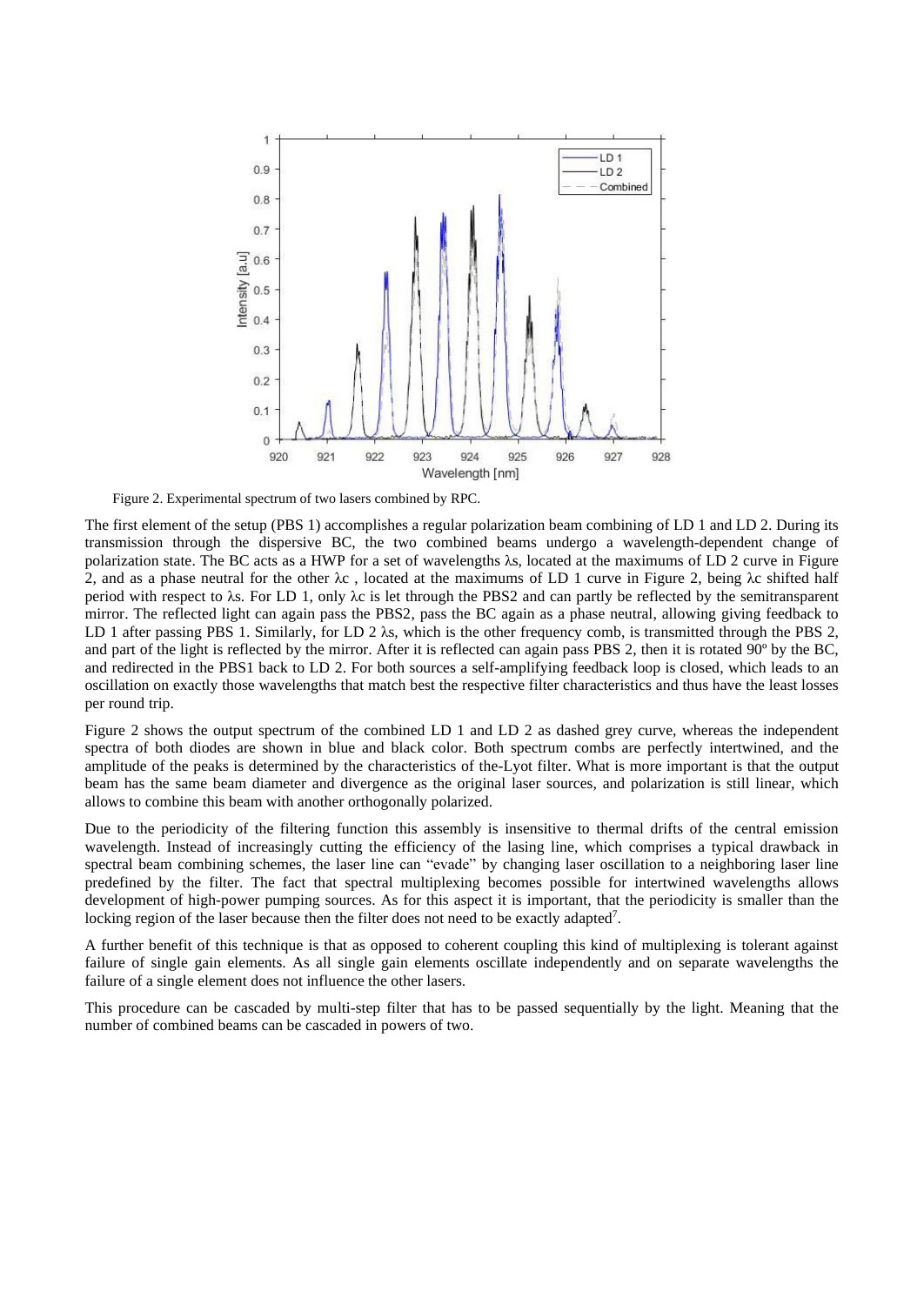Figure 2. Experimental spectrum of two lasers combined by RPC.

The first element of the setup (PBS 1) accomplishes a regular polarization beam combining of LD 1 and LD 2. During its transmission through the dispersive BC, the two combined beams undergo a wavelength-dependent change of polarization state. The BC acts as a HWP for a set of wavelengths $\lambda s$, located at the maximums of LD 2 curve in Figure 2, and as a phase neutral for the other $\lambda c$ , located at the maximums of LD 1 curve in Figure 2, being $\lambda c$ shifted half period with respect to $\lambda s$. For LD 1, only $\lambda c$ is let through the PBS2 and can partly be reflected by the semitransparent mirror. The reflected light can again pass the PBS2, pass the BC again as a phase neutral, allowing giving feedback to LD 1 after passing PBS 1. Similarly, for LD 2 $\lambda s$, which is the other frequency comb, is transmitted through the PBS 2, and part of the light is reflected by the mirror. After it is reflected can again pass PBS 2, then it is rotated 90º by the BC, and redirected in the PBS1 back to LD 2. For both sources a self-amplifying feedback loop is closed, which leads to an oscillation on exactly those wavelengths that match best the respective filter characteristics and thus have the least losses per round trip.

Figure 2 shows the output spectrum of the combined LD 1 and LD 2 as dashed grey curve, whereas the independent spectra of both diodes are shown in blue and black color. Both spectrum combs are perfectly intertwined, and the amplitude of the peaks is determined by the characteristics of the-Lyot filter. What is more important is that the output beam has the same beam diameter and divergence as the original laser sources, and polarization is still linear, which allows to combine this beam with another orthogonally polarized.

Due to the periodicity of the filtering function this assembly is insensitive to thermal drifts of the central emission wavelength. Instead of increasingly cutting the efficiency of the lasing line, which comprises a typical drawback in spectral beam combining schemes, the laser line can "evade" by changing laser oscillation to a neighboring laser line predefined by the filter. The fact that spectral multiplexing becomes possible for intertwined wavelengths allows development of high-power pumping sources. As for this aspect it is important, that the periodicity is smaller than the locking region of the laser because then the filter does not need to be exactly adapted[7].

A further benefit of this technique is that as opposed to coherent coupling this kind of multiplexing is tolerant against failure of single gain elements. As all single gain elements oscillate independently and on separate wavelengths the failure of a single element does not influence the other lasers.

This procedure can be cascaded by multi-step filter that has to be passed sequentially by the light. Meaning that the number of combined beams can be cascaded in powers of two.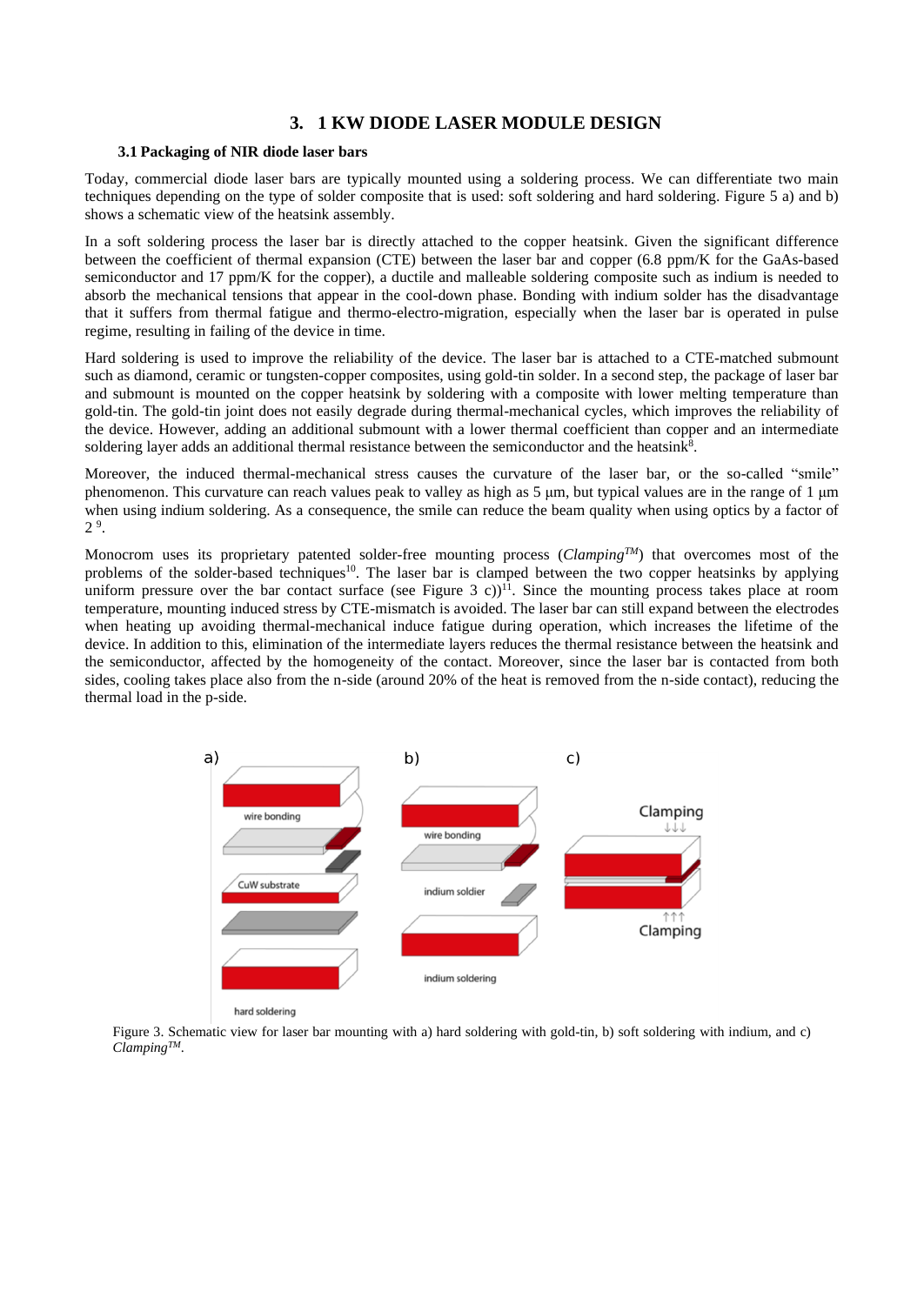## 3. 1 KW DIODE LASER MODULE DESIGN

### 3.1 Packaging of NIR diode laser bars

Today, commercial diode laser bars are typically mounted using a soldering process. We can differentiate two main techniques depending on the type of solder composite that is used: soft soldering and hard soldering. Figure 5 a) and b) shows a schematic view of the heatsink assembly.

In a soft soldering process the laser bar is directly attached to the copper heatsink. Given the significant difference between the coefficient of thermal expansion (CTE) between the laser bar and copper (6.8 ppm/K for the GaAs-based semiconductor and 17 ppm/K for the copper), a ductile and malleable soldering composite such as indium is needed to absorb the mechanical tensions that appear in the cool-down phase. Bonding with indium solder has the disadvantage that it suffers from thermal fatigue and thermo-electro-migration, especially when the laser bar is operated in pulse regime, resulting in failing of the device in time.

Hard soldering is used to improve the reliability of the device. The laser bar is attached to a CTE-matched submount such as diamond, ceramic or tungsten-copper composites, using gold-tin solder. In a second step, the package of laser bar and submount is mounted on the copper heatsink by soldering with a composite with lower melting temperature than gold-tin. The gold-tin joint does not easily degrade during thermal-mechanical cycles, which improves the reliability of the device. However, adding an additional submount with a lower thermal coefficient than copper and an intermediate soldering layer adds an additional thermal resistance between the semiconductor and the heatsink[8].

Moreover, the induced thermal-mechanical stress causes the curvature of the laser bar, or the so-called "smile" phenomenon. This curvature can reach values peak to valley as high as 5 µm, but typical values are in the range of 1 µm when using indium soldering. As a consequence, the smile can reduce the beam quality when using optics by a factor of 2 [9].

Monocrom uses its proprietary patented solder-free mounting process (*Clamping™*) that overcomes most of the problems of the solder-based techniques[10]. The laser bar is clamped between the two copper heatsinks by applying uniform pressure over the bar contact surface (see Figure 3 c))[11]. Since the mounting process takes place at room temperature, mounting induced stress by CTE-mismatch is avoided. The laser bar can still expand between the electrodes when heating up avoiding thermal-mechanical induce fatigue during operation, which increases the lifetime of the device. In addition to this, elimination of the intermediate layers reduces the thermal resistance between the heatsink and the semiconductor, affected by the homogeneity of the contact. Moreover, since the laser bar is contacted from both sides, cooling takes place also from the n-side (around 20% of the heat is removed from the n-side contact), reducing the thermal load in the p-side.

Figure 3. Schematic view for laser bar mounting with a) hard soldering with gold-tin, b) soft soldering with indium, and c) *Clamping™*.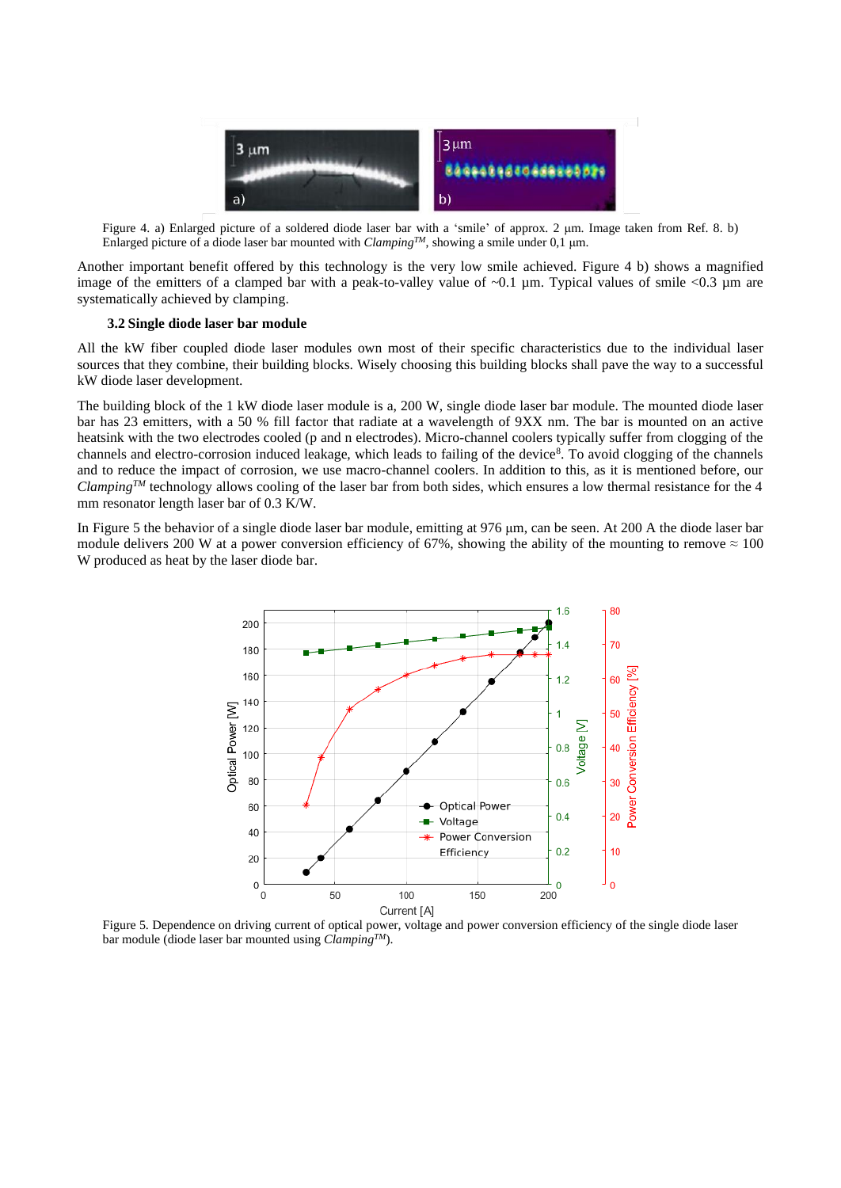Figure 4. a) Enlarged picture of a soldered diode laser bar with a 'smile' of approx. 2 µm. Image taken from Ref. 8. b) Enlarged picture of a diode laser bar mounted with *Clamping*[TM], showing a smile under 0,1 µm.

Another important benefit offered by this technology is the very low smile achieved. Figure 4 b) shows a magnified image of the emitters of a clamped bar with a peak-to-valley value of ~0.1 µm. Typical values of smile <0.3 µm are systematically achieved by clamping.

### 3.2 Single diode laser bar module

All the kW fiber coupled diode laser modules own most of their specific characteristics due to the individual laser sources that they combine, their building blocks. Wisely choosing this building blocks shall pave the way to a successful kW diode laser development.

The building block of the 1 kW diode laser module is a, 200 W, single diode laser bar module. The mounted diode laser bar has 23 emitters, with a 50 % fill factor that radiate at a wavelength of 9XX nm. The bar is mounted on an active heatsink with the two electrodes cooled (p and n electrodes). Micro-channel coolers typically suffer from clogging of the channels and electro-corrosion induced leakage, which leads to failing of the device[8]. To avoid clogging of the channels and to reduce the impact of corrosion, we use macro-channel coolers. In addition to this, as it is mentioned before, our *Clamping*[TM] technology allows cooling of the laser bar from both sides, which ensures a low thermal resistance for the 4 mm resonator length laser bar of 0.3 K/W.

In Figure 5 the behavior of a single diode laser bar module, emitting at 976 µm, can be seen. At 200 A the diode laser bar module delivers 200 W at a power conversion efficiency of 67%, showing the ability of the mounting to remove ≈ 100 W produced as heat by the laser diode bar.

Figure 5. Dependence on driving current of optical power, voltage and power conversion efficiency of the single diode laser bar module (diode laser bar mounted using *Clamping*[TM]).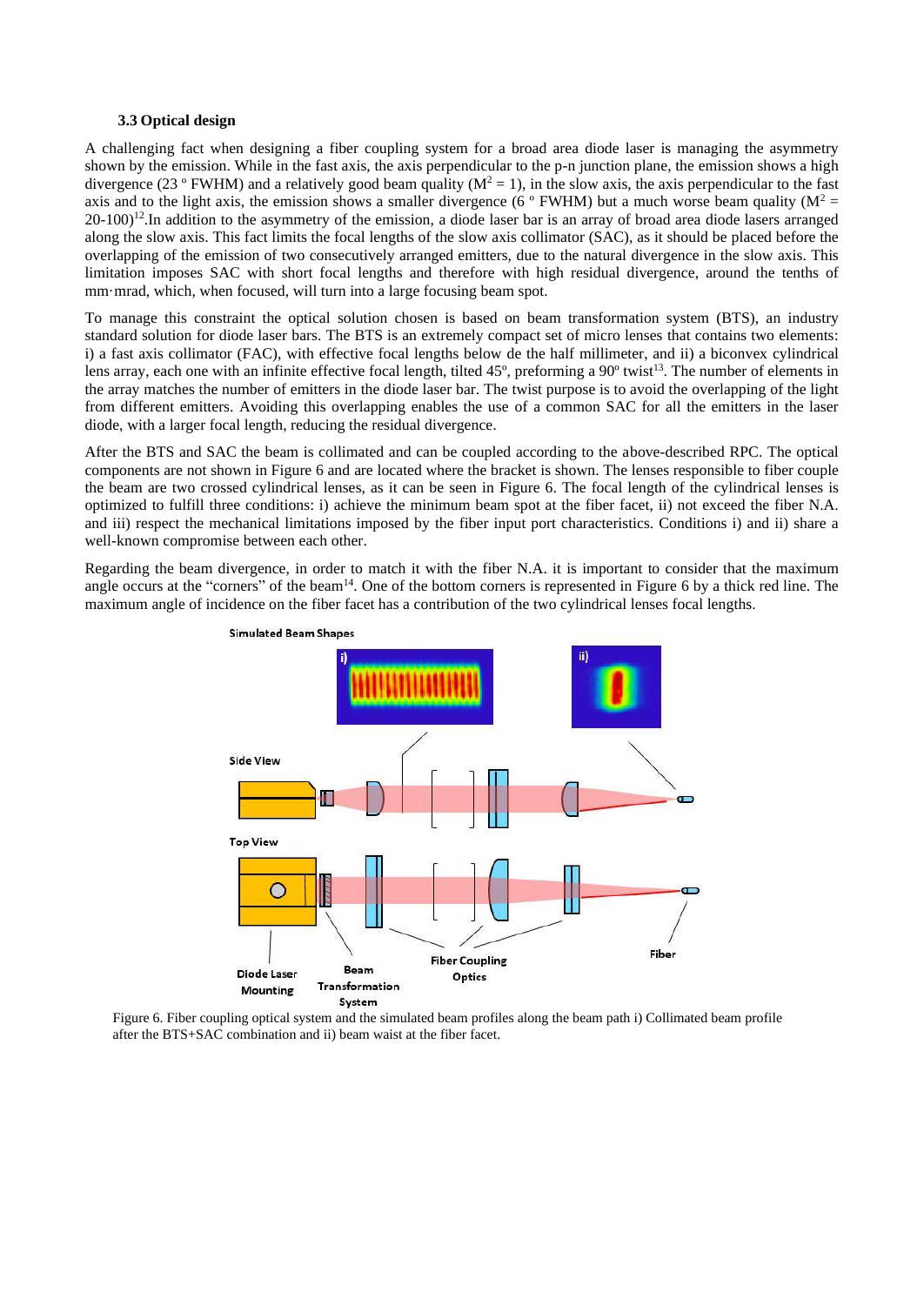### 3.3 Optical design

A challenging fact when designing a fiber coupling system for a broad area diode laser is managing the asymmetry shown by the emission. While in the fast axis, the axis perpendicular to the p-n junction plane, the emission shows a high divergence (23 º FWHM) and a relatively good beam quality ($M^2 = 1$), in the slow axis, the axis perpendicular to the fast axis and to the light axis, the emission shows a smaller divergence (6 º FWHM) but a much worse beam quality ($M^2 = 20\text{-}100$)[12].In addition to the asymmetry of the emission, a diode laser bar is an array of broad area diode lasers arranged along the slow axis. This fact limits the focal lengths of the slow axis collimator (SAC), as it should be placed before the overlapping of the emission of two consecutively arranged emitters, due to the natural divergence in the slow axis. This limitation imposes SAC with short focal lengths and therefore with high residual divergence, around the tenths of mm·mrad, which, when focused, will turn into a large focusing beam spot.

To manage this constraint the optical solution chosen is based on beam transformation system (BTS), an industry standard solution for diode laser bars. The BTS is an extremely compact set of micro lenses that contains two elements: i) a fast axis collimator (FAC), with effective focal lengths below de the half millimeter, and ii) a biconvex cylindrical lens array, each one with an infinite effective focal length, tilted 45º, preforming a 90º twist[13]. The number of elements in the array matches the number of emitters in the diode laser bar. The twist purpose is to avoid the overlapping of the light from different emitters. Avoiding this overlapping enables the use of a common SAC for all the emitters in the laser diode, with a larger focal length, reducing the residual divergence.

After the BTS and SAC the beam is collimated and can be coupled according to the above-described RPC. The optical components are not shown in Figure 6 and are located where the bracket is shown. The lenses responsible to fiber couple the beam are two crossed cylindrical lenses, as it can be seen in Figure 6. The focal length of the cylindrical lenses is optimized to fulfill three conditions: i) achieve the minimum beam spot at the fiber facet, ii) not exceed the fiber N.A. and iii) respect the mechanical limitations imposed by the fiber input port characteristics. Conditions i) and ii) share a well-known compromise between each other.

Regarding the beam divergence, in order to match it with the fiber N.A. it is important to consider that the maximum angle occurs at the "corners" of the beam[14]. One of the bottom corners is represented in Figure 6 by a thick red line. The maximum angle of incidence on the fiber facet has a contribution of the two cylindrical lenses focal lengths.

Figure 6. Fiber coupling optical system and the simulated beam profiles along the beam path i) Collimated beam profile after the BTS+SAC combination and ii) beam waist at the fiber facet.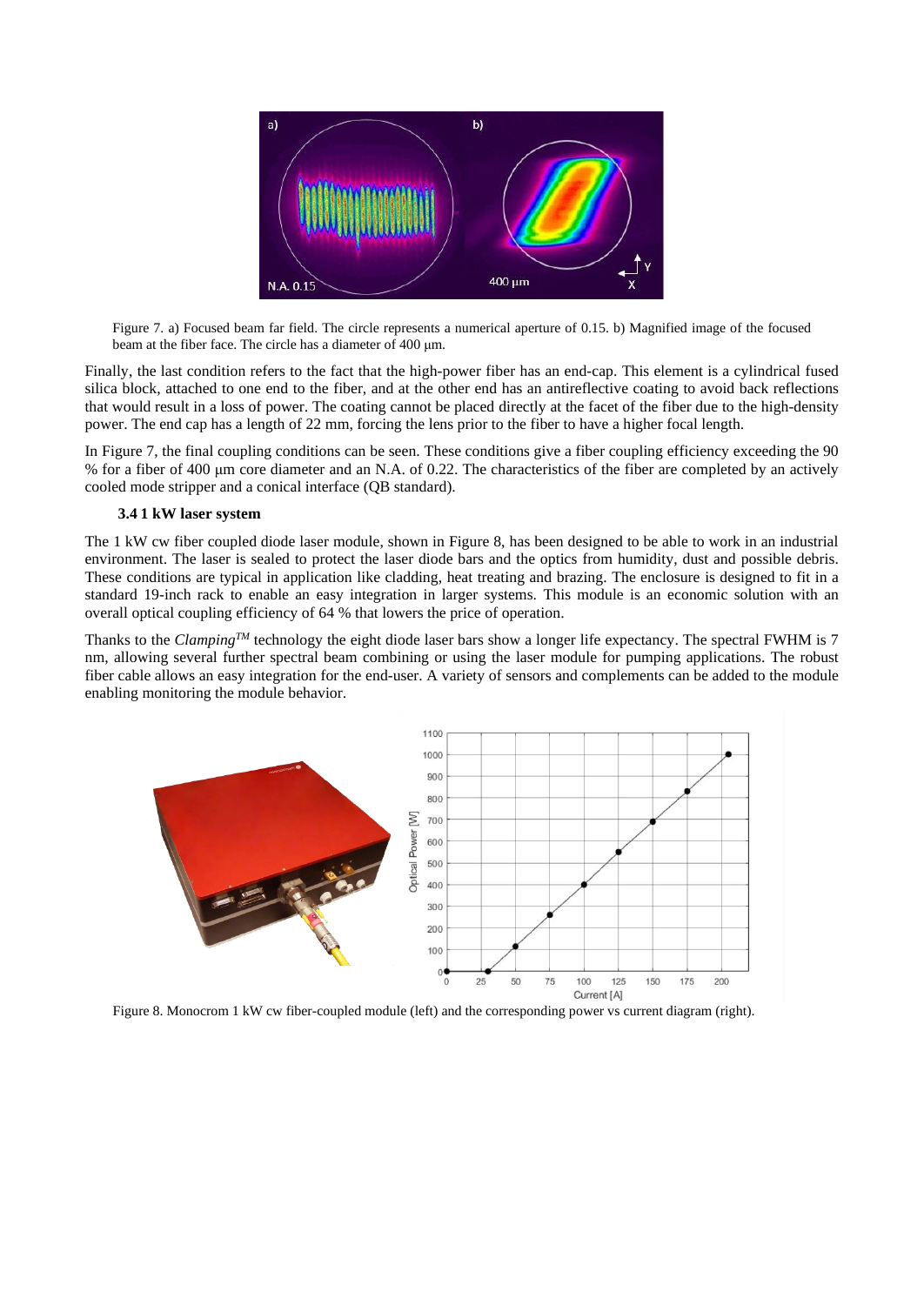Figure 7. a) Focused beam far field. The circle represents a numerical aperture of 0.15. b) Magnified image of the focused beam at the fiber face. The circle has a diameter of 400 µm.

Finally, the last condition refers to the fact that the high-power fiber has an end-cap. This element is a cylindrical fused silica block, attached to one end to the fiber, and at the other end has an antireflective coating to avoid back reflections that would result in a loss of power. The coating cannot be placed directly at the facet of the fiber due to the high-density power. The end cap has a length of 22 mm, forcing the lens prior to the fiber to have a higher focal length.

In Figure 7, the final coupling conditions can be seen. These conditions give a fiber coupling efficiency exceeding the 90 % for a fiber of 400 µm core diameter and an N.A. of 0.22. The characteristics of the fiber are completed by an actively cooled mode stripper and a conical interface (QB standard).

### 3.4 1 kW laser system

The 1 kW cw fiber coupled diode laser module, shown in Figure 8, has been designed to be able to work in an industrial environment. The laser is sealed to protect the laser diode bars and the optics from humidity, dust and possible debris. These conditions are typical in application like cladding, heat treating and brazing. The enclosure is designed to fit in a standard 19-inch rack to enable an easy integration in larger systems. This module is an economic solution with an overall optical coupling efficiency of 64 % that lowers the price of operation.

Thanks to the *Clamping*™ technology the eight diode laser bars show a longer life expectancy. The spectral FWHM is 7 nm, allowing several further spectral beam combining or using the laser module for pumping applications. The robust fiber cable allows an easy integration for the end-user. A variety of sensors and complements can be added to the module enabling monitoring the module behavior.

Figure 8. Monocrom 1 kW cw fiber-coupled module (left) and the corresponding power vs current diagram (right).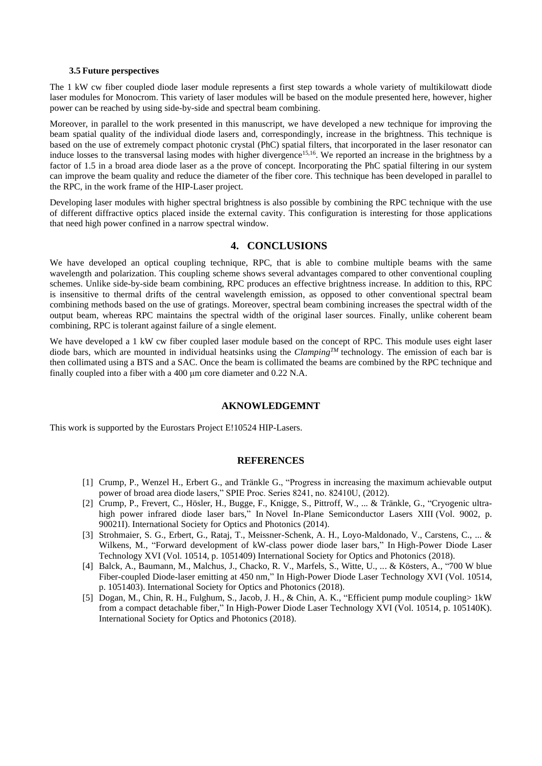### 3.5 Future perspectives

The 1 kW cw fiber coupled diode laser module represents a first step towards a whole variety of multikilowatt diode laser modules for Monocrom. This variety of laser modules will be based on the module presented here, however, higher power can be reached by using side-by-side and spectral beam combining.

Moreover, in parallel to the work presented in this manuscript, we have developed a new technique for improving the beam spatial quality of the individual diode lasers and, correspondingly, increase in the brightness. This technique is based on the use of extremely compact photonic crystal (PhC) spatial filters, that incorporated in the laser resonator can induce losses to the transversal lasing modes with higher divergence[15,16]. We reported an increase in the brightness by a factor of 1.5 in a broad area diode laser as a the prove of concept. Incorporating the PhC spatial filtering in our system can improve the beam quality and reduce the diameter of the fiber core. This technique has been developed in parallel to the RPC, in the work frame of the HIP-Laser project.

Developing laser modules with higher spectral brightness is also possible by combining the RPC technique with the use of different diffractive optics placed inside the external cavity. This configuration is interesting for those applications that need high power confined in a narrow spectral window.

## 4. CONCLUSIONS

We have developed an optical coupling technique, RPC, that is able to combine multiple beams with the same wavelength and polarization. This coupling scheme shows several advantages compared to other conventional coupling schemes. Unlike side-by-side beam combining, RPC produces an effective brightness increase. In addition to this, RPC is insensitive to thermal drifts of the central wavelength emission, as opposed to other conventional spectral beam combining methods based on the use of gratings. Moreover, spectral beam combining increases the spectral width of the output beam, whereas RPC maintains the spectral width of the original laser sources. Finally, unlike coherent beam combining, RPC is tolerant against failure of a single element.

We have developed a 1 kW cw fiber coupled laser module based on the concept of RPC. This module uses eight laser diode bars, which are mounted in individual heatsinks using the *Clamping™* technology. The emission of each bar is then collimated using a BTS and a SAC. Once the beam is collimated the beams are combined by the RPC technique and finally coupled into a fiber with a 400 μm core diameter and 0.22 N.A.

## AKNOWLEDGEMNT

This work is supported by the Eurostars Project E!10524 HIP-Lasers.

## REFERENCES

[1] Crump, P., Wenzel H., Erbert G., and Tränkle G., "Progress in increasing the maximum achievable output power of broad area diode lasers," SPIE Proc. Series 8241, no. 82410U, (2012).

[2] Crump, P., Frevert, C., Hösler, H., Bugge, F., Knigge, S., Pittroff, W., ... & Tränkle, G., "Cryogenic ultra-high power infrared diode laser bars," In Novel In-Plane Semiconductor Lasers XIII (Vol. 9002, p. 90021I). International Society for Optics and Photonics (2014).

[3] Strohmaier, S. G., Erbert, G., Rataj, T., Meissner-Schenk, A. H., Loyo-Maldonado, V., Carstens, C., ... & Wilkens, M., "Forward development of kW-class power diode laser bars," In High-Power Diode Laser Technology XVI (Vol. 10514, p. 1051409) International Society for Optics and Photonics (2018).

[4] Balck, A., Baumann, M., Malchus, J., Chacko, R. V., Marfels, S., Witte, U., ... & Kösters, A., "700 W blue Fiber-coupled Diode-laser emitting at 450 nm," In High-Power Diode Laser Technology XVI (Vol. 10514, p. 1051403). International Society for Optics and Photonics (2018).

[5] Dogan, M., Chin, R. H., Fulghum, S., Jacob, J. H., & Chin, A. K., "Efficient pump module coupling> 1kW from a compact detachable fiber," In High-Power Diode Laser Technology XVI (Vol. 10514, p. 105140K). International Society for Optics and Photonics (2018).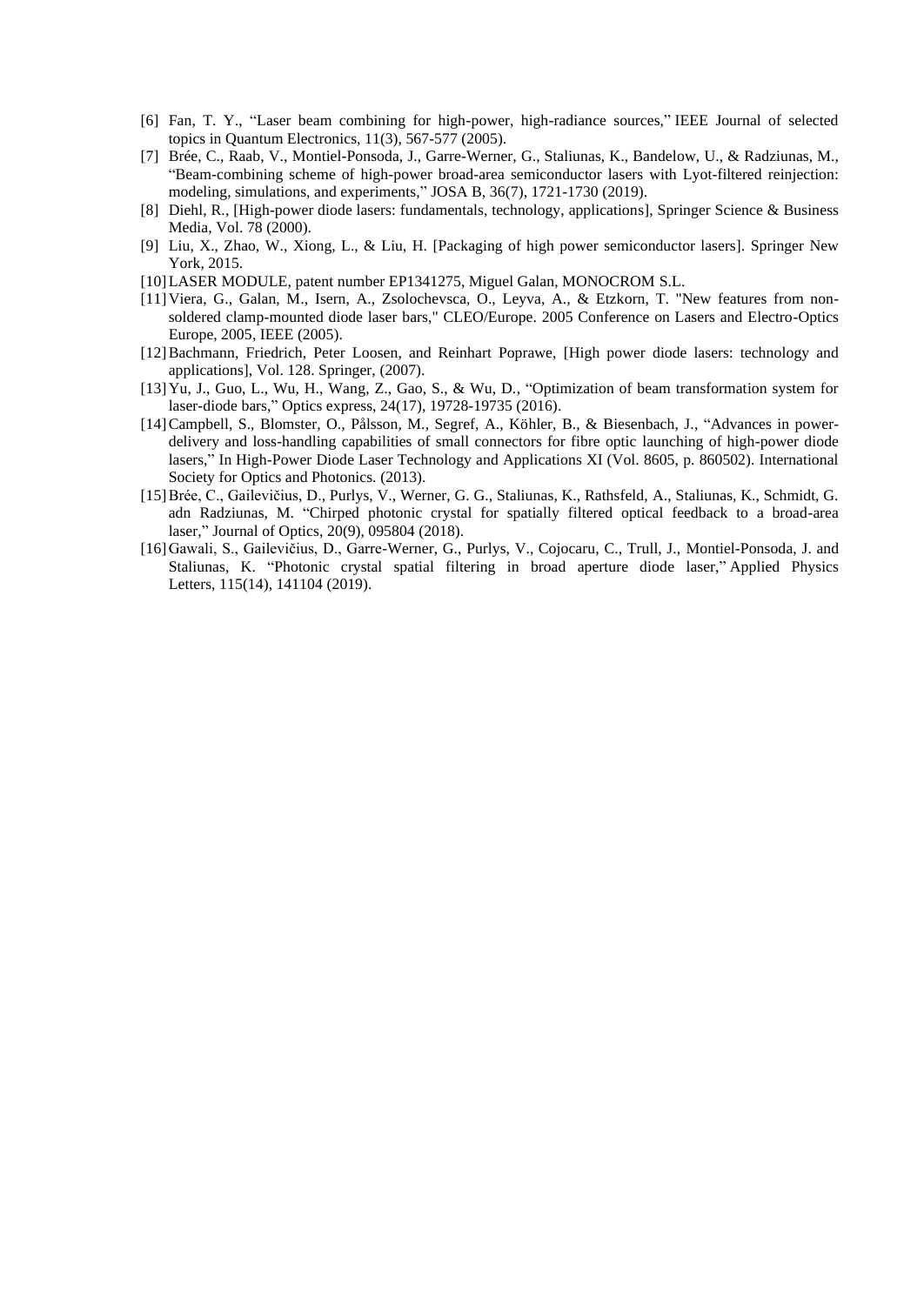[6] Fan, T. Y., "Laser beam combining for high-power, high-radiance sources," IEEE Journal of selected topics in Quantum Electronics, 11(3), 567-577 (2005).

[7] Brée, C., Raab, V., Montiel-Ponsoda, J., Garre-Werner, G., Staliunas, K., Bandelow, U., & Radziunas, M., "Beam-combining scheme of high-power broad-area semiconductor lasers with Lyot-filtered reinjection: modeling, simulations, and experiments," JOSA B, 36(7), 1721-1730 (2019).

[8] Diehl, R., [High-power diode lasers: fundamentals, technology, applications], Springer Science & Business Media, Vol. 78 (2000).

[9] Liu, X., Zhao, W., Xiong, L., & Liu, H. [Packaging of high power semiconductor lasers]. Springer New York, 2015.

[10] LASER MODULE, patent number EP1341275, Miguel Galan, MONOCROM S.L.

[11] Viera, G., Galan, M., Isern, A., Zsolochevsca, O., Leyva, A., & Etzkorn, T. "New features from non-soldered clamp-mounted diode laser bars," CLEO/Europe. 2005 Conference on Lasers and Electro-Optics Europe, 2005, IEEE (2005).

[12] Bachmann, Friedrich, Peter Loosen, and Reinhart Poprawe, [High power diode lasers: technology and applications], Vol. 128. Springer, (2007).

[13] Yu, J., Guo, L., Wu, H., Wang, Z., Gao, S., & Wu, D., "Optimization of beam transformation system for laser-diode bars," Optics express, 24(17), 19728-19735 (2016).

[14] Campbell, S., Blomster, O., Pålsson, M., Segref, A., Köhler, B., & Biesenbach, J., "Advances in power-delivery and loss-handling capabilities of small connectors for fibre optic launching of high-power diode lasers," In High-Power Diode Laser Technology and Applications XI (Vol. 8605, p. 860502). International Society for Optics and Photonics. (2013).

[15] Brée, C., Gailevičius, D., Purlys, V., Werner, G. G., Staliunas, K., Rathsfeld, A., Staliunas, K., Schmidt, G. adn Radziunas, M. "Chirped photonic crystal for spatially filtered optical feedback to a broad-area laser," Journal of Optics, 20(9), 095804 (2018).

[16] Gawali, S., Gailevičius, D., Garre-Werner, G., Purlys, V., Cojocaru, C., Trull, J., Montiel-Ponsoda, J. and Staliunas, K. "Photonic crystal spatial filtering in broad aperture diode laser," Applied Physics Letters, 115(14), 141104 (2019).